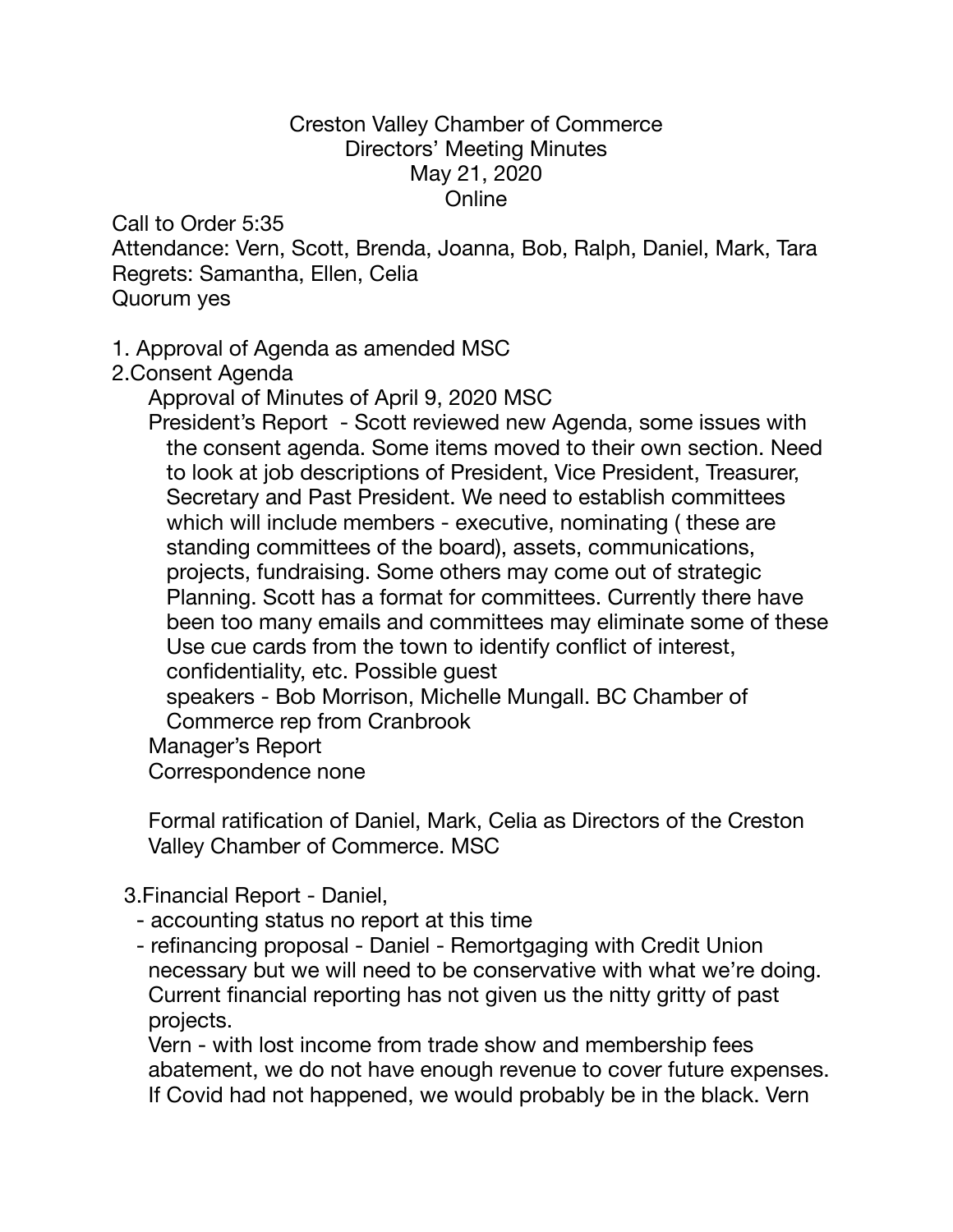Creston Valley Chamber of Commerce
Directors' Meeting Minutes
May 21, 2020
Online

Call to Order 5:35
Attendance: Vern, Scott, Brenda, Joanna, Bob, Ralph, Daniel, Mark, Tara
Regrets: Samantha, Ellen, Celia
Quorum yes

1. Approval of Agenda as amended MSC
2. Consent Agenda
   - Approval of Minutes of April 9, 2020 MSC
   - President's Report - Scott reviewed new Agenda, some issues with the consent agenda. Some items moved to their own section. Need to look at job descriptions of President, Vice President, Treasurer, Secretary and Past President. We need to establish committees which will include members - executive, nominating ( these are standing committees of the board), assets, communications, projects, fundraising. Some others may come out of strategic Planning. Scott has a format for committees. Currently there have been too many emails and committees may eliminate some of these Use cue cards from the town to identify conflict of interest, confidentiality, etc. Possible guest speakers - Bob Morrison, Michelle Mungall. BC Chamber of Commerce rep from Cranbrook
   - Manager's Report
   - Correspondence none

   Formal ratification of Daniel, Mark, Celia as Directors of the Creston Valley Chamber of Commerce. MSC

3. Financial Report - Daniel,
   - accounting status no report at this time
   - refinancing proposal - Daniel - Remortgaging with Credit Union necessary but we will need to be conservative with what we're doing. Current financial reporting has not given us the nitty gritty of past projects.

   Vern - with lost income from trade show and membership fees abatement, we do not have enough revenue to cover future expenses. If Covid had not happened, we would probably be in the black. Vern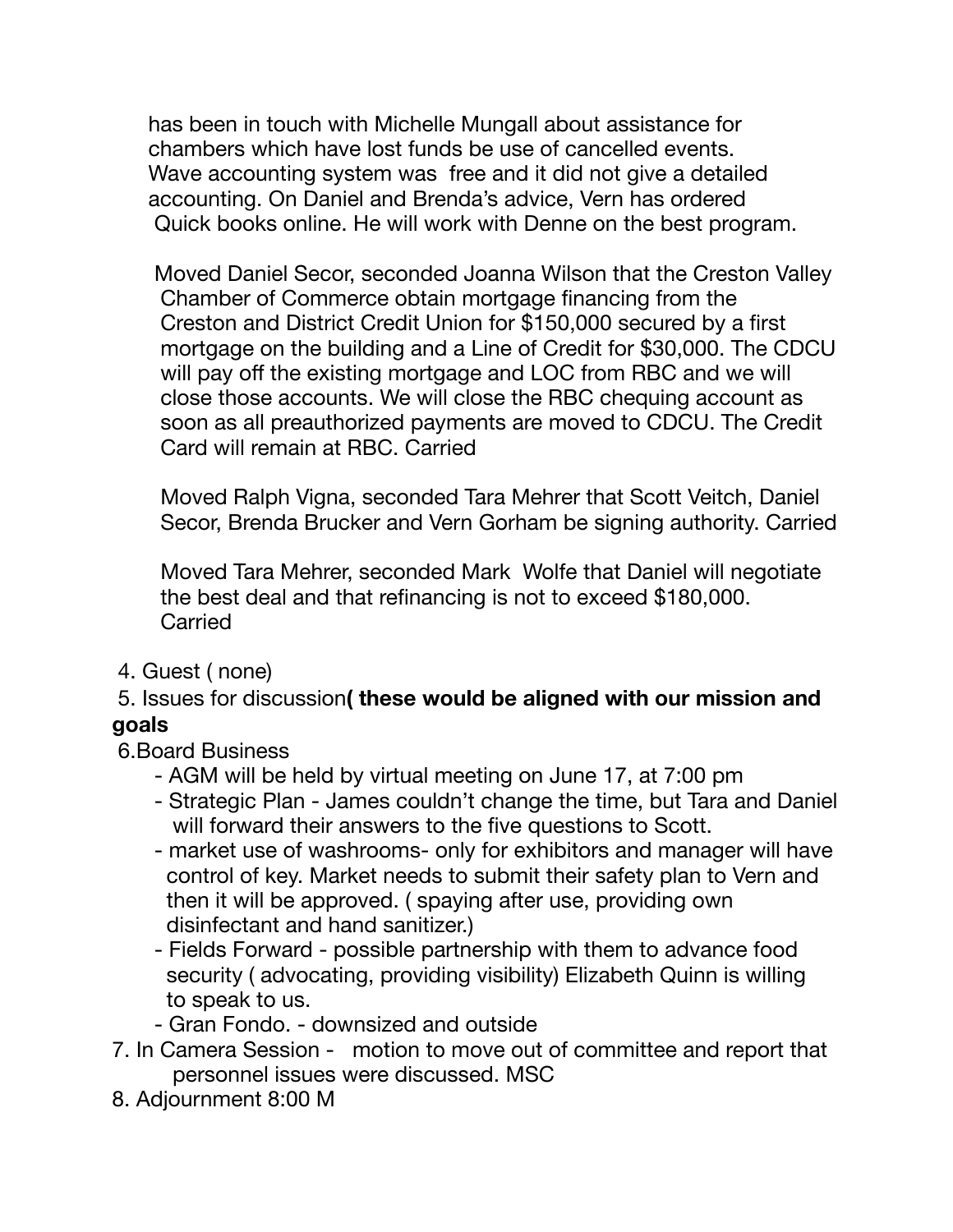has been in touch with Michelle Mungall about assistance for chambers which have lost funds be use of cancelled events. Wave accounting system was free and it did not give a detailed accounting. On Daniel and Brenda's advice, Vern has ordered Quick books online. He will work with Denne on the best program.

Moved Daniel Secor, seconded Joanna Wilson that the Creston Valley Chamber of Commerce obtain mortgage financing from the Creston and District Credit Union for $150,000 secured by a first mortgage on the building and a Line of Credit for $30,000. The CDCU will pay off the existing mortgage and LOC from RBC and we will close those accounts. We will close the RBC chequing account as soon as all preauthorized payments are moved to CDCU. The Credit Card will remain at RBC. Carried

Moved Ralph Vigna, seconded Tara Mehrer that Scott Veitch, Daniel Secor, Brenda Brucker and Vern Gorham be signing authority. Carried

Moved Tara Mehrer, seconded Mark Wolfe that Daniel will negotiate the best deal and that refinancing is not to exceed $180,000. Carried

4. Guest ( none)
5. Issues for discussion **( these would be aligned with our mission and goals**
6. Board Business
   - AGM will be held by virtual meeting on June 17, at 7:00 pm
   - Strategic Plan - James couldn't change the time, but Tara and Daniel will forward their answers to the five questions to Scott.
   - market use of washrooms- only for exhibitors and manager will have control of key. Market needs to submit their safety plan to Vern and then it will be approved. ( spaying after use, providing own disinfectant and hand sanitizer.)
   - Fields Forward - possible partnership with them to advance food security ( advocating, providing visibility) Elizabeth Quinn is willing to speak to us.
   - Gran Fondo. - downsized and outside
7. In Camera Session - motion to move out of committee and report that personnel issues were discussed. MSC
8. Adjournment 8:00 M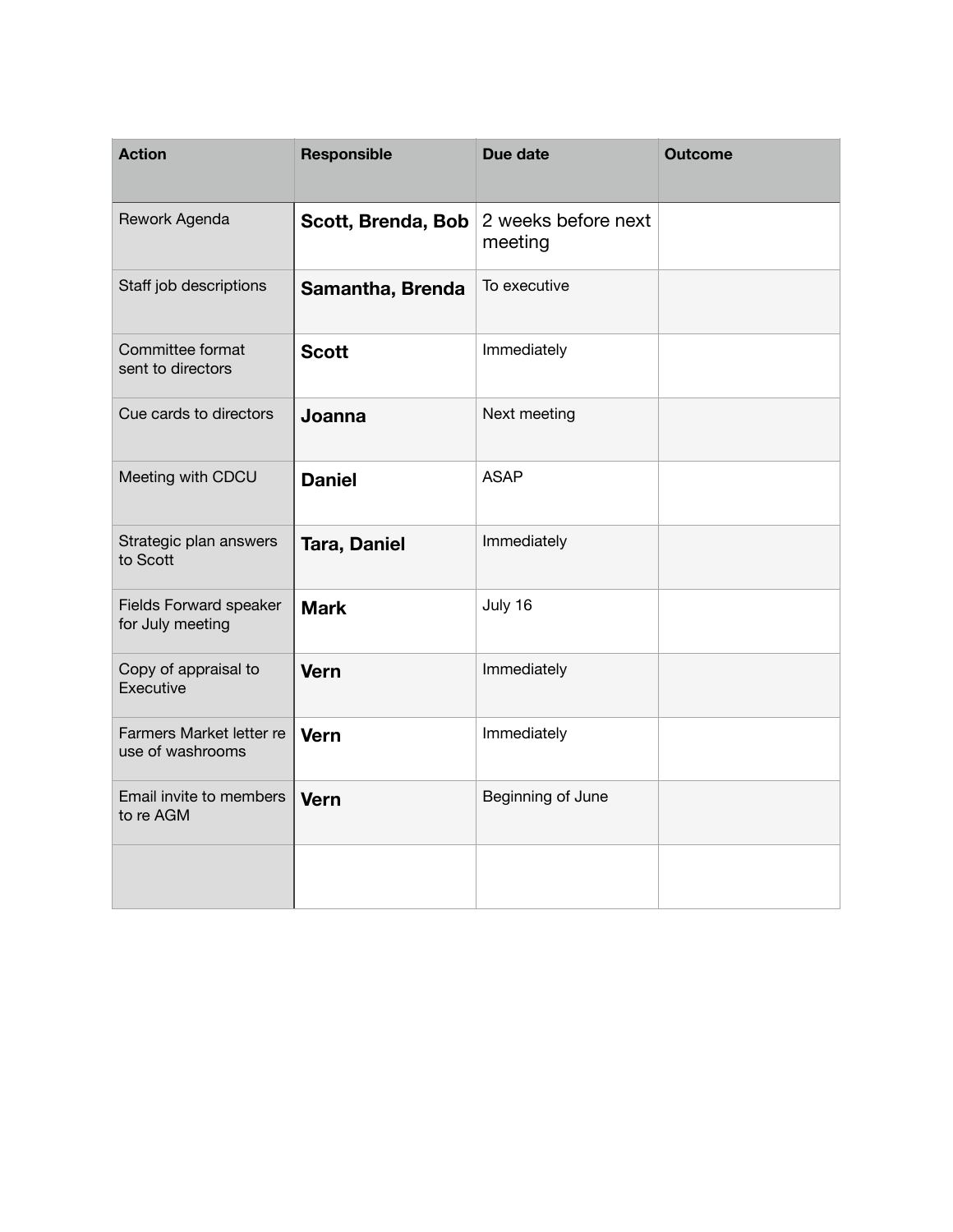| Action | Responsible | Due date | Outcome |
|---|---|---|---|
| Rework Agenda | **Scott, Brenda, Bob** | 2 weeks before next meeting | |
| Staff job descriptions | **Samantha, Brenda** | To executive | |
| Committee format sent to directors | **Scott** | Immediately | |
| Cue cards to directors | **Joanna** | Next meeting | |
| Meeting with CDCU | **Daniel** | ASAP | |
| Strategic plan answers to Scott | **Tara, Daniel** | Immediately | |
| Fields Forward speaker for July meeting | **Mark** | July 16 | |
| Copy of appraisal to Executive | **Vern** | Immediately | |
| Farmers Market letter re use of washrooms | **Vern** | Immediately | |
| Email invite to members to re AGM | **Vern** | Beginning of June | |
| | | | |